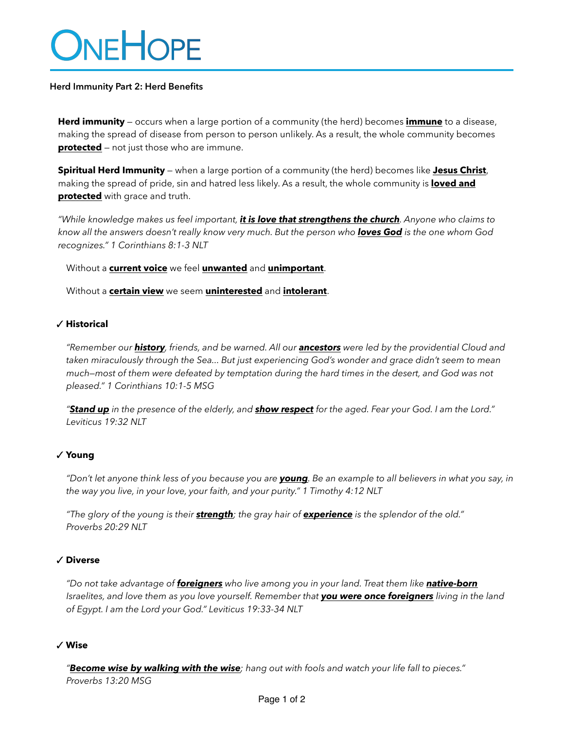# ONEHOPE

**Herd Immunity Part 2: Herd Benefits**

**Herd immunity** — occurs when a large portion of a community (the herd) becomes **immune** to a disease, making the spread of disease from person to person unlikely. As a result, the whole community becomes **protected** — not just those who are immune.

**Spiritual Herd Immunity** — when a large portion of a community (the herd) becomes like **Jesus Christ**, making the spread of pride, sin and hatred less likely. As a result, the whole community is **loved and protected** with grace and truth.

*"While knowledge makes us feel important, **it is love that strengthens the church**. Anyone who claims to know all the answers doesn't really know very much. But the person who **loves God** is the one whom God recognizes." 1 Corinthians 8:1-3 NLT*

Without a **current voice** we feel **unwanted** and **unimportant**.

Without a **certain view** we seem **uninterested** and **intolerant**.

### ✓ Historical

*"Remember our **history**, friends, and be warned. All our **ancestors** were led by the providential Cloud and taken miraculously through the Sea... But just experiencing God's wonder and grace didn't seem to mean much—most of them were defeated by temptation during the hard times in the desert, and God was not pleased." 1 Corinthians 10:1-5 MSG*

*"**Stand up** in the presence of the elderly, and **show respect** for the aged. Fear your God. I am the Lord." Leviticus 19:32 NLT*

### ✓ Young

*"Don't let anyone think less of you because you are **young**. Be an example to all believers in what you say, in the way you live, in your love, your faith, and your purity." 1 Timothy 4:12 NLT*

*"The glory of the young is their **strength**; the gray hair of **experience** is the splendor of the old." Proverbs 20:29 NLT*

### ✓ Diverse

*"Do not take advantage of **foreigners** who live among you in your land. Treat them like **native-born** Israelites, and love them as you love yourself. Remember that **you were once foreigners** living in the land of Egypt. I am the Lord your God." Leviticus 19:33-34 NLT*

### ✓ Wise

*"**Become wise by walking with the wise**; hang out with fools and watch your life fall to pieces." Proverbs 13:20 MSG*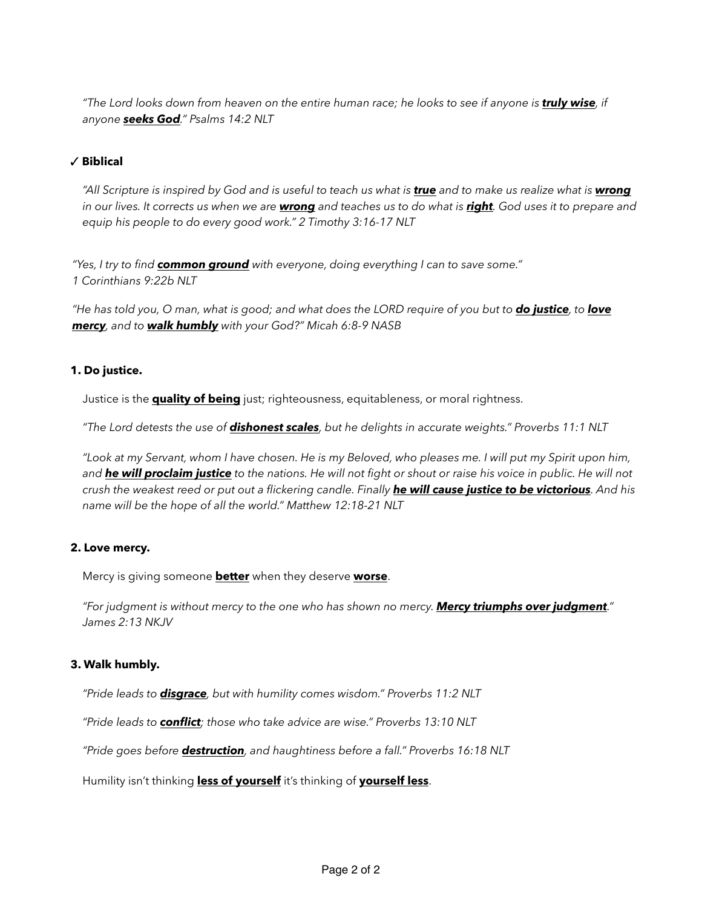*"The Lord looks down from heaven on the entire human race; he looks to see if anyone is **truly wise**, if anyone **seeks God**." Psalms 14:2 NLT*

✓ **Biblical**

*"All Scripture is inspired by God and is useful to teach us what is **true** and to make us realize what is **wrong** in our lives. It corrects us when we are **wrong** and teaches us to do what is **right**. God uses it to prepare and equip his people to do every good work." 2 Timothy 3:16-17 NLT*

*"Yes, I try to find **common ground** with everyone, doing everything I can to save some."*
*1 Corinthians 9:22b NLT*

*"He has told you, O man, what is good; and what does the LORD require of you but to **do justice**, to **love mercy**, and to **walk humbly** with your God?" Micah 6:8-9 NASB*

**1. Do justice.**

Justice is the **quality of being** just; righteousness, equitableness, or moral rightness.

*"The Lord detests the use of **dishonest scales**, but he delights in accurate weights." Proverbs 11:1 NLT*

*"Look at my Servant, whom I have chosen. He is my Beloved, who pleases me. I will put my Spirit upon him, and **he will proclaim justice** to the nations. He will not fight or shout or raise his voice in public. He will not crush the weakest reed or put out a flickering candle. Finally **he will cause justice to be victorious**. And his name will be the hope of all the world." Matthew 12:18-21 NLT*

**2. Love mercy.**

Mercy is giving someone **better** when they deserve **worse**.

*"For judgment is without mercy to the one who has shown no mercy. **Mercy triumphs over judgment**." James 2:13 NKJV*

**3. Walk humbly.**

*"Pride leads to **disgrace**, but with humility comes wisdom." Proverbs 11:2 NLT*

*"Pride leads to **conflict**; those who take advice are wise." Proverbs 13:10 NLT*

*"Pride goes before **destruction**, and haughtiness before a fall." Proverbs 16:18 NLT*

Humility isn't thinking **less of yourself** it's thinking of **yourself less**.